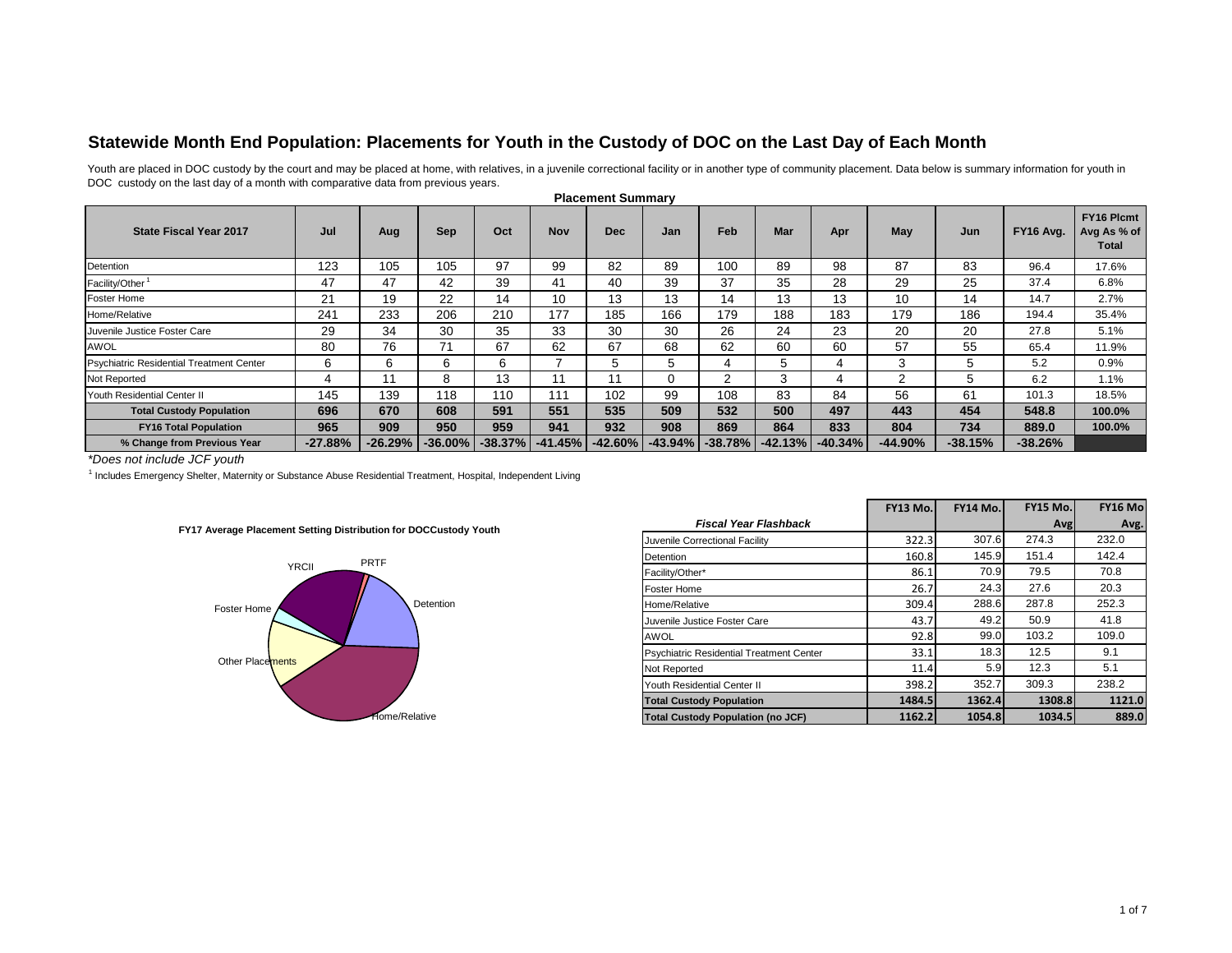# Statewide Month End Population: Placements for Youth in the Custody of DOC on the Last Day of Each Month

Youth are placed in DOC custody by the court and may be placed at home, with relatives, in a juvenile correctional facility or in another type of community placement. Data below is summary information for youth in DOC custody on the last day of a month with comparative data from previous years.

**Placement Summary**

| State Fiscal Year 2017 | Jul | Aug | Sep | Oct | Nov | Dec | Jan | Feb | Mar | Apr | May | Jun | FY16 Avg. | FY16 Plcmt Avg As % of Total |
|---|---|---|---|---|---|---|---|---|---|---|---|---|---|---|
| Detention | 123 | 105 | 105 | 97 | 99 | 82 | 89 | 100 | 89 | 98 | 87 | 83 | 96.4 | 17.6% |
| Facility/Other [1] | 47 | 47 | 42 | 39 | 41 | 40 | 39 | 37 | 35 | 28 | 29 | 25 | 37.4 | 6.8% |
| Foster Home | 21 | 19 | 22 | 14 | 10 | 13 | 13 | 14 | 13 | 13 | 10 | 14 | 14.7 | 2.7% |
| Home/Relative | 241 | 233 | 206 | 210 | 177 | 185 | 166 | 179 | 188 | 183 | 179 | 186 | 194.4 | 35.4% |
| Juvenile Justice Foster Care | 29 | 34 | 30 | 35 | 33 | 30 | 30 | 26 | 24 | 23 | 20 | 20 | 27.8 | 5.1% |
| AWOL | 80 | 76 | 71 | 67 | 62 | 67 | 68 | 62 | 60 | 60 | 57 | 55 | 65.4 | 11.9% |
| Psychiatric Residential Treatment Center | 6 | 6 | 6 | 6 | 7 | 5 | 5 | 4 | 5 | 4 | 3 | 5 | 5.2 | 0.9% |
| Not Reported | 4 | 11 | 8 | 13 | 11 | 11 | 0 | 2 | 3 | 4 | 2 | 5 | 6.2 | 1.1% |
| Youth Residential Center II | 145 | 139 | 118 | 110 | 111 | 102 | 99 | 108 | 83 | 84 | 56 | 61 | 101.3 | 18.5% |
| **Total Custody Population** | **696** | **670** | **608** | **591** | **551** | **535** | **509** | **532** | **500** | **497** | **443** | **454** | **548.8** | **100.0%** |
| **FY16 Total Population** | **965** | **909** | **950** | **959** | **941** | **932** | **908** | **869** | **864** | **833** | **804** | **734** | **889.0** | **100.0%** |
| **% Change from Previous Year** | **-27.88%** | **-26.29%** | **-36.00%** | **-38.37%** | **-41.45%** | **-42.60%** | **-43.94%** | **-38.78%** | **-42.13%** | **-40.34%** | **-44.90%** | **-38.15%** | **-38.26%** | |

*\*Does not include JCF youth*

[1] Includes Emergency Shelter, Maternity or Substance Abuse Residential Treatment, Hospital, Independent Living

**FY17 Average Placement Setting Distribution for DOCCustody Youth**

YRCII, PRTF, Detention, Foster Home, Other Placements, Home/Relative

| *Fiscal Year Flashback* | FY13 Mo. | FY14 Mo. | FY15 Mo. Avg | FY16 Mo Avg. |
|---|---|---|---|---|
| Juvenile Correctional Facility | 322.3 | 307.6 | 274.3 | 232.0 |
| Detention | 160.8 | 145.9 | 151.4 | 142.4 |
| Facility/Other* | 86.1 | 70.9 | 79.5 | 70.8 |
| Foster Home | 26.7 | 24.3 | 27.6 | 20.3 |
| Home/Relative | 309.4 | 288.6 | 287.8 | 252.3 |
| Juvenile Justice Foster Care | 43.7 | 49.2 | 50.9 | 41.8 |
| AWOL | 92.8 | 99.0 | 103.2 | 109.0 |
| Psychiatric Residential Treatment Center | 33.1 | 18.3 | 12.5 | 9.1 |
| Not Reported | 11.4 | 5.9 | 12.3 | 5.1 |
| Youth Residential Center II | 398.2 | 352.7 | 309.3 | 238.2 |
| **Total Custody Population** | **1484.5** | **1362.4** | **1308.8** | **1121.0** |
| **Total Custody Population (no JCF)** | **1162.2** | **1054.8** | **1034.5** | **889.0** |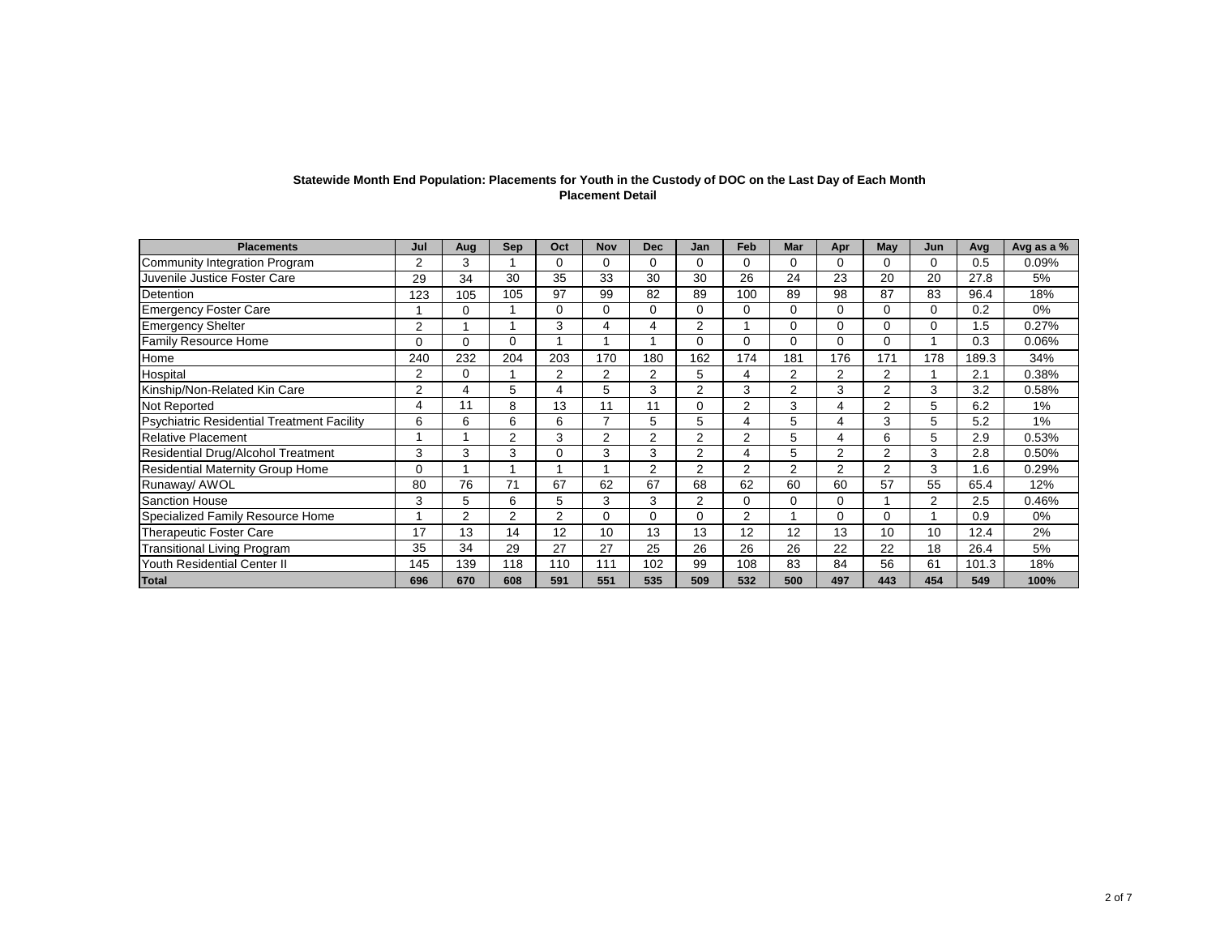**Statewide Month End Population: Placements for Youth in the Custody of DOC on the Last Day of Each Month**
**Placement Detail**

| Placements | Jul | Aug | Sep | Oct | Nov | Dec | Jan | Feb | Mar | Apr | May | Jun | Avg | Avg as a % |
|---|---|---|---|---|---|---|---|---|---|---|---|---|---|---|
| Community Integration Program | 2 | 3 | 1 | 0 | 0 | 0 | 0 | 0 | 0 | 0 | 0 | 0 | 0.5 | 0.09% |
| Juvenile Justice Foster Care | 29 | 34 | 30 | 35 | 33 | 30 | 30 | 26 | 24 | 23 | 20 | 20 | 27.8 | 5% |
| Detention | 123 | 105 | 105 | 97 | 99 | 82 | 89 | 100 | 89 | 98 | 87 | 83 | 96.4 | 18% |
| Emergency Foster Care | 1 | 0 | 1 | 0 | 0 | 0 | 0 | 0 | 0 | 0 | 0 | 0 | 0.2 | 0% |
| Emergency Shelter | 2 | 1 | 1 | 3 | 4 | 4 | 2 | 1 | 0 | 0 | 0 | 0 | 1.5 | 0.27% |
| Family Resource Home | 0 | 0 | 0 | 1 | 1 | 1 | 0 | 0 | 0 | 0 | 0 | 1 | 0.3 | 0.06% |
| Home | 240 | 232 | 204 | 203 | 170 | 180 | 162 | 174 | 181 | 176 | 171 | 178 | 189.3 | 34% |
| Hospital | 2 | 0 | 1 | 2 | 2 | 2 | 5 | 4 | 2 | 2 | 2 | 1 | 2.1 | 0.38% |
| Kinship/Non-Related Kin Care | 2 | 4 | 5 | 4 | 5 | 3 | 2 | 3 | 2 | 3 | 2 | 3 | 3.2 | 0.58% |
| Not Reported | 4 | 11 | 8 | 13 | 11 | 11 | 0 | 2 | 3 | 4 | 2 | 5 | 6.2 | 1% |
| Psychiatric Residential Treatment Facility | 6 | 6 | 6 | 6 | 7 | 5 | 5 | 4 | 5 | 4 | 3 | 5 | 5.2 | 1% |
| Relative Placement | 1 | 1 | 2 | 3 | 2 | 2 | 2 | 2 | 5 | 4 | 6 | 5 | 2.9 | 0.53% |
| Residential Drug/Alcohol Treatment | 3 | 3 | 3 | 0 | 3 | 3 | 2 | 4 | 5 | 2 | 2 | 3 | 2.8 | 0.50% |
| Residential Maternity Group Home | 0 | 1 | 1 | 1 | 1 | 2 | 2 | 2 | 2 | 2 | 2 | 3 | 1.6 | 0.29% |
| Runaway/ AWOL | 80 | 76 | 71 | 67 | 62 | 67 | 68 | 62 | 60 | 60 | 57 | 55 | 65.4 | 12% |
| Sanction House | 3 | 5 | 6 | 5 | 3 | 3 | 2 | 0 | 0 | 0 | 1 | 2 | 2.5 | 0.46% |
| Specialized Family Resource Home | 1 | 2 | 2 | 2 | 0 | 0 | 0 | 2 | 1 | 0 | 0 | 1 | 0.9 | 0% |
| Therapeutic Foster Care | 17 | 13 | 14 | 12 | 10 | 13 | 13 | 12 | 12 | 13 | 10 | 10 | 12.4 | 2% |
| Transitional Living Program | 35 | 34 | 29 | 27 | 27 | 25 | 26 | 26 | 26 | 22 | 22 | 18 | 26.4 | 5% |
| Youth Residential Center II | 145 | 139 | 118 | 110 | 111 | 102 | 99 | 108 | 83 | 84 | 56 | 61 | 101.3 | 18% |
| **Total** | **696** | **670** | **608** | **591** | **551** | **535** | **509** | **532** | **500** | **497** | **443** | **454** | **549** | **100%** |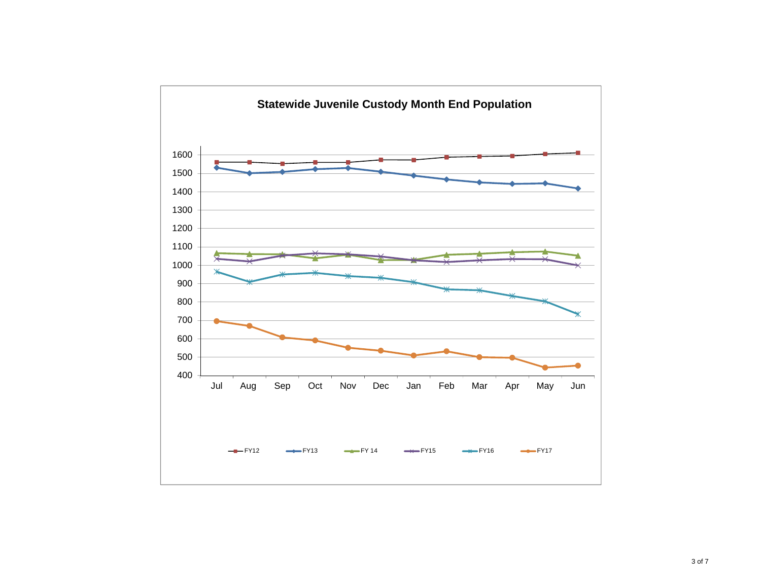## Statewide Juvenile Custody Month End Population

| | Jul | Aug | Sep | Oct | Nov | Dec | Jan | Feb | Mar | Apr | May | Jun |
|---|---|---|---|---|---|---|---|---|---|---|---|---|

Y-axis: 400, 500, 600, 700, 800, 900, 1000, 1100, 1200, 1300, 1400, 1500, 1600

Legend: FY12, FY13, FY 14, FY15, FY16, FY17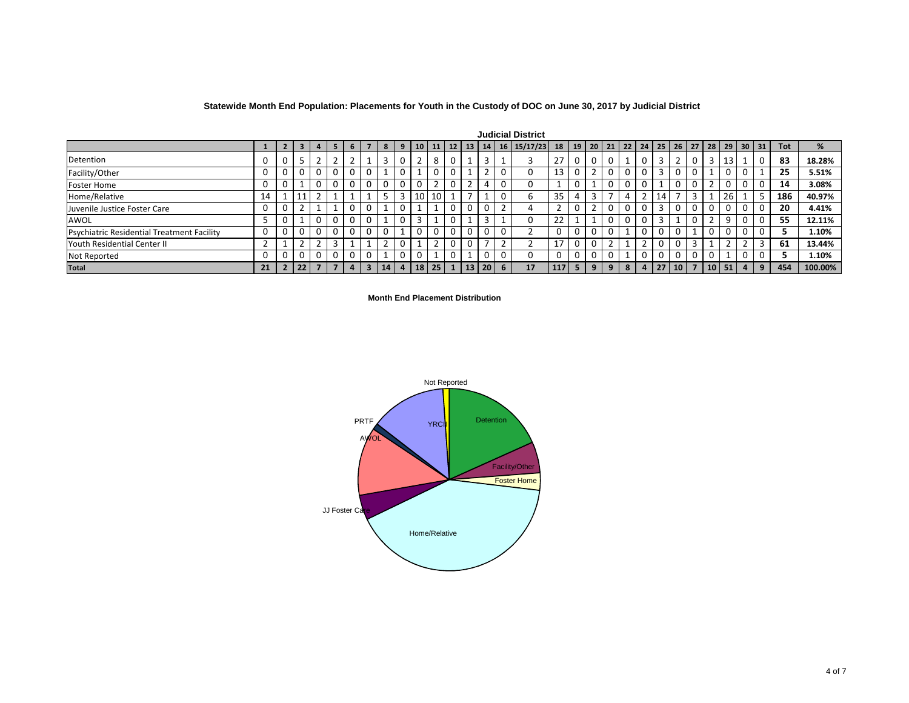**Statewide Month End Population: Placements for Youth in the Custody of DOC on June 30, 2017 by Judicial District**

| | Judicial District | | | | | | | | | | | | | | | | | | | | | | | | | | | | | | | |
|---|---|---|---|---|---|---|---|---|---|---|---|---|---|---|---|---|---|---|---|---|---|---|---|---|---|---|---|---|---|---|---|---|
| | 1 | 2 | 3 | 4 | 5 | 6 | 7 | 8 | 9 | 10 | 11 | 12 | 13 | 14 | 16 | 15/17/23 | 18 | 19 | 20 | 21 | 22 | 24 | 25 | 26 | 27 | 28 | 29 | 30 | 31 | Tot | % |
| Detention | 0 | 0 | 5 | 2 | 2 | 2 | 1 | 3 | 0 | 2 | 8 | 0 | 1 | 3 | 1 | 3 | 27 | 0 | 0 | 0 | 1 | 0 | 3 | 2 | 0 | 3 | 13 | 1 | 0 | **83** | **18.28%** |
| Facility/Other | 0 | 0 | 0 | 0 | 0 | 0 | 0 | 1 | 0 | 1 | 0 | 0 | 1 | 2 | 0 | 0 | 13 | 0 | 2 | 0 | 0 | 0 | 3 | 0 | 0 | 1 | 0 | 0 | 1 | **25** | **5.51%** |
| Foster Home | 0 | 0 | 1 | 0 | 0 | 0 | 0 | 0 | 0 | 0 | 2 | 0 | 2 | 4 | 0 | 0 | 1 | 0 | 1 | 0 | 0 | 0 | 1 | 0 | 0 | 2 | 0 | 0 | 0 | **14** | **3.08%** |
| Home/Relative | 14 | 1 | 11 | 2 | 1 | 1 | 1 | 5 | 3 | 10 | 10 | 1 | 7 | 1 | 0 | 6 | 35 | 4 | 3 | 7 | 4 | 2 | 14 | 7 | 3 | 1 | 26 | 1 | 5 | **186** | **40.97%** |
| Juvenile Justice Foster Care | 0 | 0 | 2 | 1 | 1 | 0 | 0 | 1 | 0 | 1 | 1 | 0 | 0 | 0 | 2 | 4 | 2 | 0 | 2 | 0 | 0 | 0 | 3 | 0 | 0 | 0 | 0 | 0 | 0 | **20** | **4.41%** |
| AWOL | 5 | 0 | 1 | 0 | 0 | 0 | 0 | 1 | 0 | 3 | 1 | 0 | 1 | 3 | 1 | 0 | 22 | 1 | 1 | 0 | 0 | 0 | 3 | 1 | 0 | 2 | 9 | 0 | 0 | **55** | **12.11%** |
| Psychiatric Residential Treatment Facility | 0 | 0 | 0 | 0 | 0 | 0 | 0 | 0 | 1 | 0 | 0 | 0 | 0 | 0 | 0 | 2 | 0 | 0 | 0 | 0 | 1 | 0 | 0 | 0 | 1 | 0 | 0 | 0 | 0 | **5** | **1.10%** |
| Youth Residential Center II | 2 | 1 | 2 | 2 | 3 | 1 | 1 | 2 | 0 | 1 | 2 | 0 | 0 | 7 | 2 | 2 | 17 | 0 | 0 | 2 | 1 | 2 | 0 | 0 | 3 | 1 | 2 | 2 | 3 | **61** | **13.44%** |
| Not Reported | 0 | 0 | 0 | 0 | 0 | 0 | 0 | 1 | 0 | 0 | 1 | 0 | 1 | 0 | 0 | 0 | 0 | 0 | 0 | 0 | 1 | 0 | 0 | 0 | 0 | 0 | 1 | 0 | 0 | **5** | **1.10%** |
| **Total** | **21** | **2** | **22** | **7** | **7** | **4** | **3** | **14** | **4** | **18** | **25** | **1** | **13** | **20** | **6** | **17** | **117** | **5** | **9** | **9** | **8** | **4** | **27** | **10** | **7** | **10** | **51** | **4** | **9** | **454** | **100.00%** |

**Month End Placement Distribution**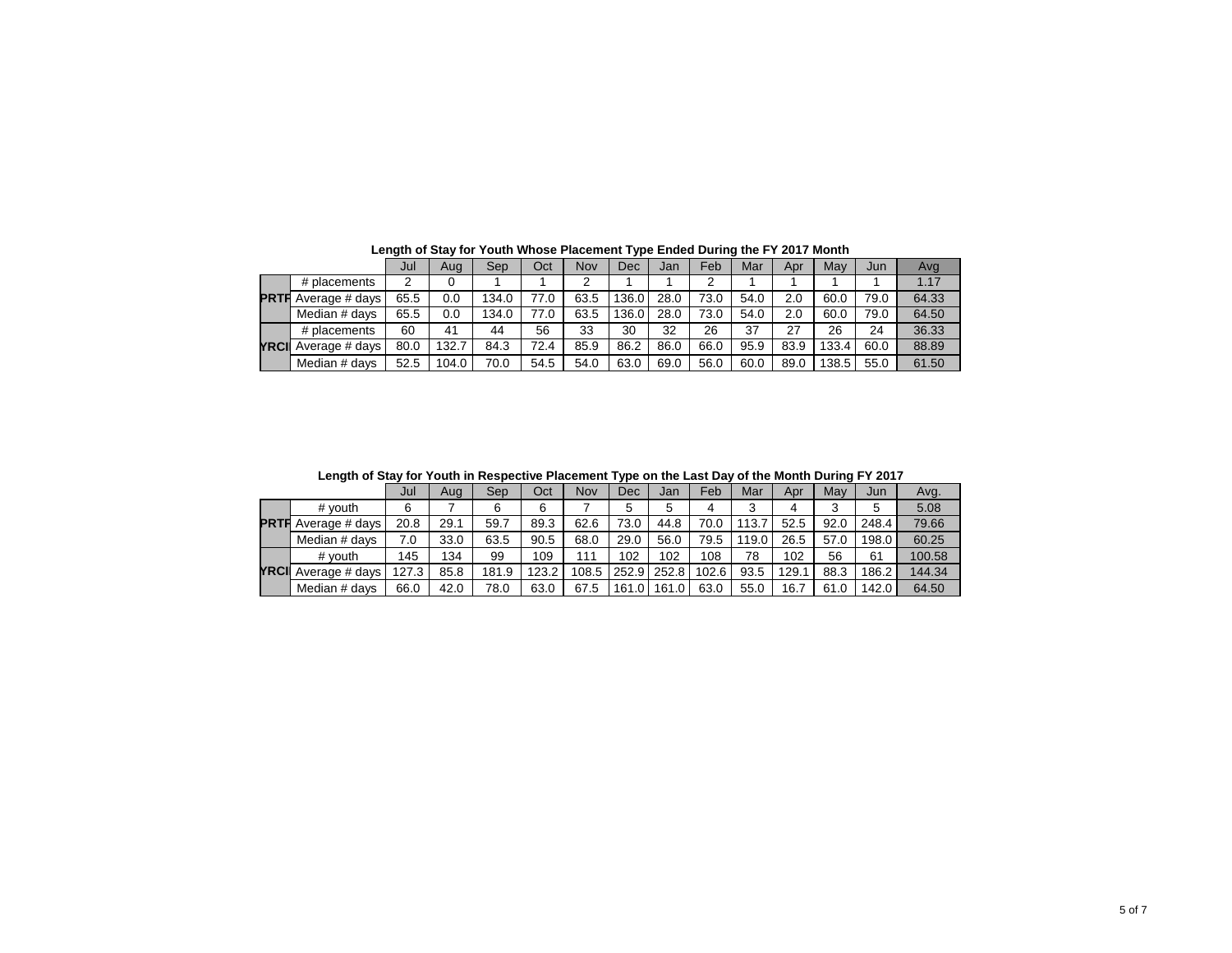**Length of Stay for Youth Whose Placement Type Ended During the FY 2017 Month**

| | | Jul | Aug | Sep | Oct | Nov | Dec | Jan | Feb | Mar | Apr | May | Jun | Avg |
|---|---|---|---|---|---|---|---|---|---|---|---|---|---|---|
| PRTF | # placements | 2 | 0 | 1 | 1 | 2 | 1 | 1 | 2 | 1 | 1 | 1 | 1 | 1.17 |
| | Average # days | 65.5 | 0.0 | 134.0 | 77.0 | 63.5 | 136.0 | 28.0 | 73.0 | 54.0 | 2.0 | 60.0 | 79.0 | 64.33 |
| | Median # days | 65.5 | 0.0 | 134.0 | 77.0 | 63.5 | 136.0 | 28.0 | 73.0 | 54.0 | 2.0 | 60.0 | 79.0 | 64.50 |
| YRCI | # placements | 60 | 41 | 44 | 56 | 33 | 30 | 32 | 26 | 37 | 27 | 26 | 24 | 36.33 |
| | Average # days | 80.0 | 132.7 | 84.3 | 72.4 | 85.9 | 86.2 | 86.0 | 66.0 | 95.9 | 83.9 | 133.4 | 60.0 | 88.89 |
| | Median # days | 52.5 | 104.0 | 70.0 | 54.5 | 54.0 | 63.0 | 69.0 | 56.0 | 60.0 | 89.0 | 138.5 | 55.0 | 61.50 |

**Length of Stay for Youth in Respective Placement Type on the Last Day of the Month During FY 2017**

| | | Jul | Aug | Sep | Oct | Nov | Dec | Jan | Feb | Mar | Apr | May | Jun | Avg. |
|---|---|---|---|---|---|---|---|---|---|---|---|---|---|---|
| PRTF | # youth | 6 | 7 | 6 | 6 | 7 | 5 | 5 | 4 | 3 | 4 | 3 | 5 | 5.08 |
| | Average # days | 20.8 | 29.1 | 59.7 | 89.3 | 62.6 | 73.0 | 44.8 | 70.0 | 113.7 | 52.5 | 92.0 | 248.4 | 79.66 |
| | Median # days | 7.0 | 33.0 | 63.5 | 90.5 | 68.0 | 29.0 | 56.0 | 79.5 | 119.0 | 26.5 | 57.0 | 198.0 | 60.25 |
| YRCI | # youth | 145 | 134 | 99 | 109 | 111 | 102 | 102 | 108 | 78 | 102 | 56 | 61 | 100.58 |
| | Average # days | 127.3 | 85.8 | 181.9 | 123.2 | 108.5 | 252.9 | 252.8 | 102.6 | 93.5 | 129.1 | 88.3 | 186.2 | 144.34 |
| | Median # days | 66.0 | 42.0 | 78.0 | 63.0 | 67.5 | 161.0 | 161.0 | 63.0 | 55.0 | 16.7 | 61.0 | 142.0 | 64.50 |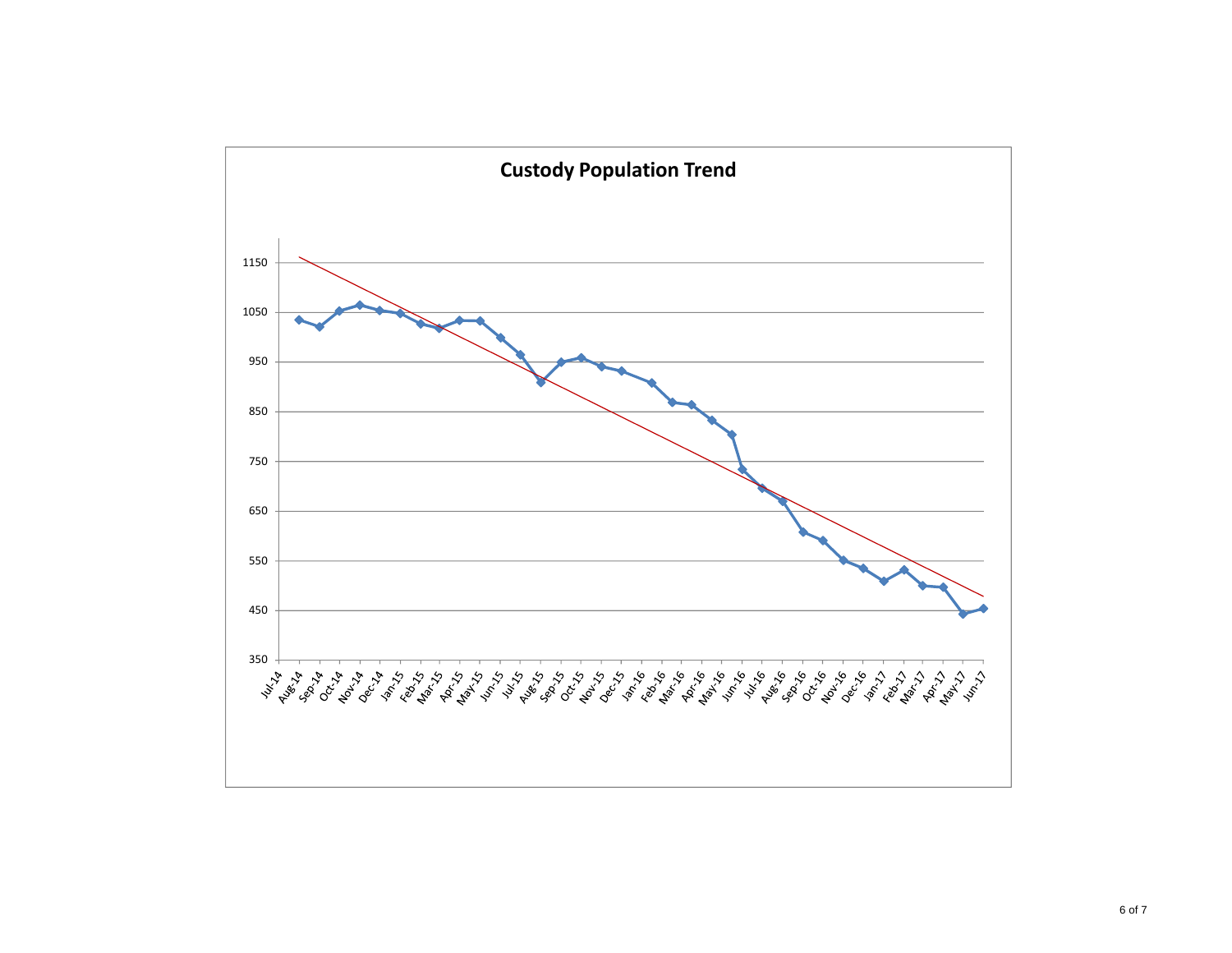## Custody Population Trend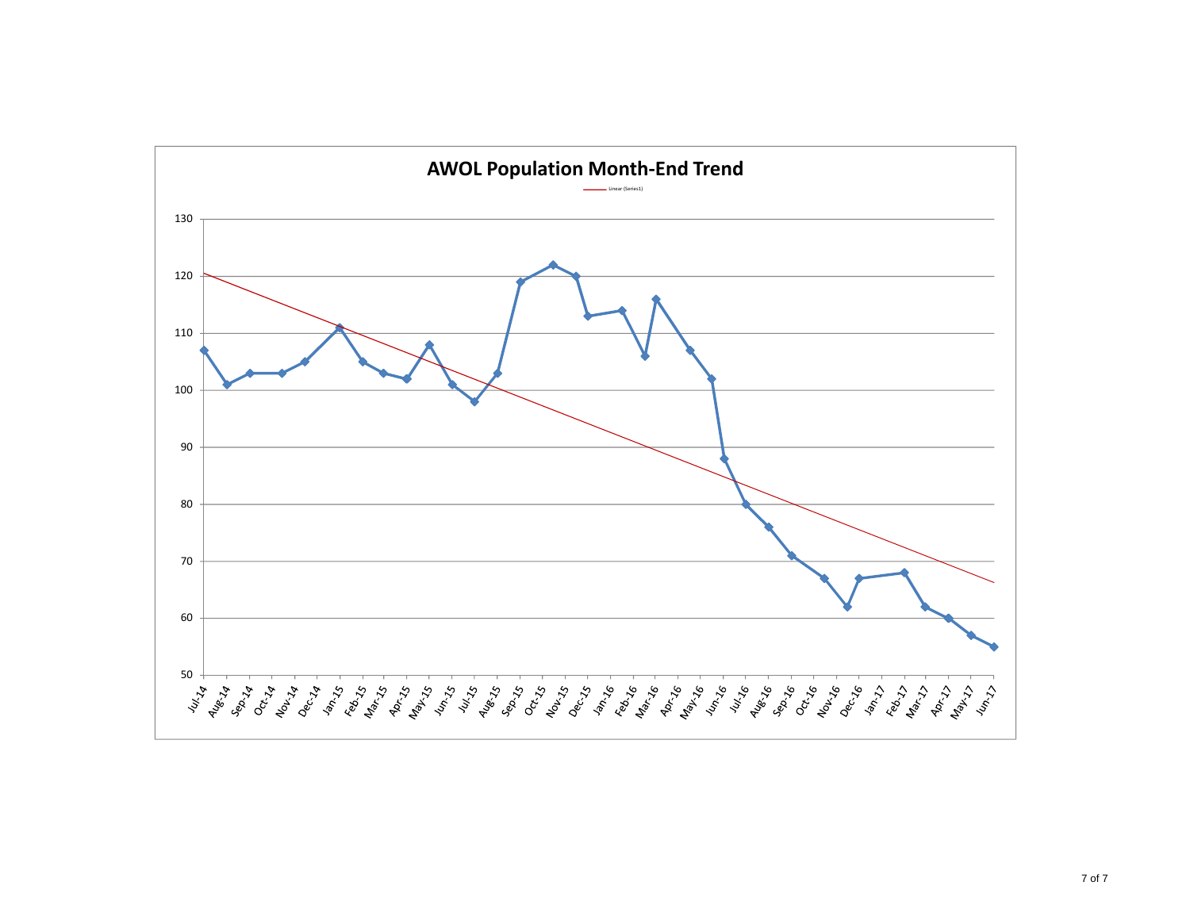# AWOL Population Month-End Trend

Linear (Series1)

130
120
110
100
90
80
70
60
50

Jul-14
Aug-14
Sep-14
Oct-14
Nov-14
Dec-14
Jan-15
Feb-15
Mar-15
Apr-15
May-15
Jun-15
Jul-15
Aug-15
Sep-15
Oct-15
Nov-15
Dec-15
Jan-16
Feb-16
Mar-16
Apr-16
May-16
Jun-16
Jul-16
Aug-16
Sep-16
Oct-16
Nov-16
Dec-16
Jan-17
Feb-17
Mar-17
Apr-17
May-17
Jun-17